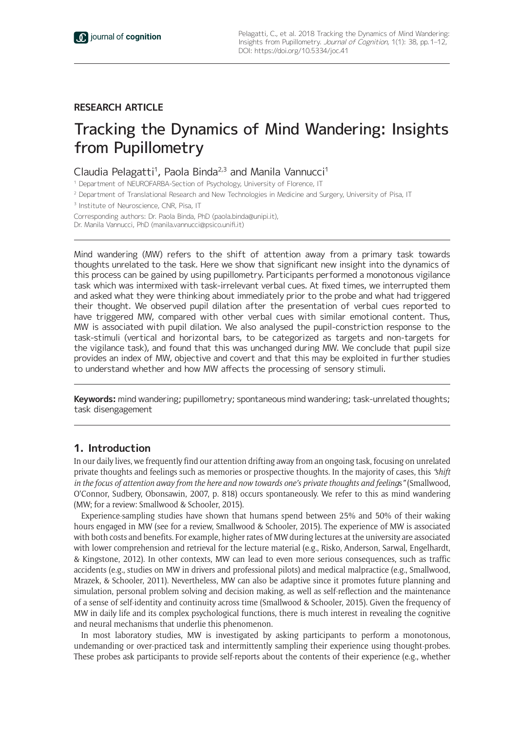**RESEARCH ARTICLE**

# Tracking the Dynamics of Mind Wandering: Insights from Pupillometry

Claudia Pelagatti[1], Paola Binda[2,3] and Manila Vannucci[1]

[1] Department of NEUROFARBA-Section of Psychology, University of Florence, IT

[2] Department of Translational Research and New Technologies in Medicine and Surgery, University of Pisa, IT

[3] Institute of Neuroscience, CNR, Pisa, IT

Corresponding authors: Dr. Paola Binda, PhD (paola.binda@unipi.it), Dr. Manila Vannucci, PhD (manila.vannucci@psico.unifi.it)

Mind wandering (MW) refers to the shift of attention away from a primary task towards thoughts unrelated to the task. Here we show that significant new insight into the dynamics of this process can be gained by using pupillometry. Participants performed a monotonous vigilance task which was intermixed with task-irrelevant verbal cues. At fixed times, we interrupted them and asked what they were thinking about immediately prior to the probe and what had triggered their thought. We observed pupil dilation after the presentation of verbal cues reported to have triggered MW, compared with other verbal cues with similar emotional content. Thus, MW is associated with pupil dilation. We also analysed the pupil-constriction response to the task-stimuli (vertical and horizontal bars, to be categorized as targets and non-targets for the vigilance task), and found that this was unchanged during MW. We conclude that pupil size provides an index of MW, objective and covert and that this may be exploited in further studies to understand whether and how MW affects the processing of sensory stimuli.

**Keywords:** mind wandering; pupillometry; spontaneous mind wandering; task-unrelated thoughts; task disengagement

## 1. Introduction

In our daily lives, we frequently find our attention drifting away from an ongoing task, focusing on unrelated private thoughts and feelings such as memories or prospective thoughts. In the majority of cases, this *"shift in the focus of attention away from the here and now towards one's private thoughts and feelings"* (Smallwood, O'Connor, Sudbery, Obonsawin, 2007, p. 818) occurs spontaneously. We refer to this as mind wandering (MW; for a review: Smallwood & Schooler, 2015).

Experience-sampling studies have shown that humans spend between 25% and 50% of their waking hours engaged in MW (see for a review, Smallwood & Schooler, 2015). The experience of MW is associated with both costs and benefits. For example, higher rates of MW during lectures at the university are associated with lower comprehension and retrieval for the lecture material (e.g., Risko, Anderson, Sarwal, Engelhardt, & Kingstone, 2012). In other contexts, MW can lead to even more serious consequences, such as traffic accidents (e.g., studies on MW in drivers and professional pilots) and medical malpractice (e.g., Smallwood, Mrazek, & Schooler, 2011). Nevertheless, MW can also be adaptive since it promotes future planning and simulation, personal problem solving and decision making, as well as self-reflection and the maintenance of a sense of self-identity and continuity across time (Smallwood & Schooler, 2015). Given the frequency of MW in daily life and its complex psychological functions, there is much interest in revealing the cognitive and neural mechanisms that underlie this phenomenon.

In most laboratory studies, MW is investigated by asking participants to perform a monotonous, undemanding or over-practiced task and intermittently sampling their experience using thought-probes. These probes ask participants to provide self-reports about the contents of their experience (e.g., whether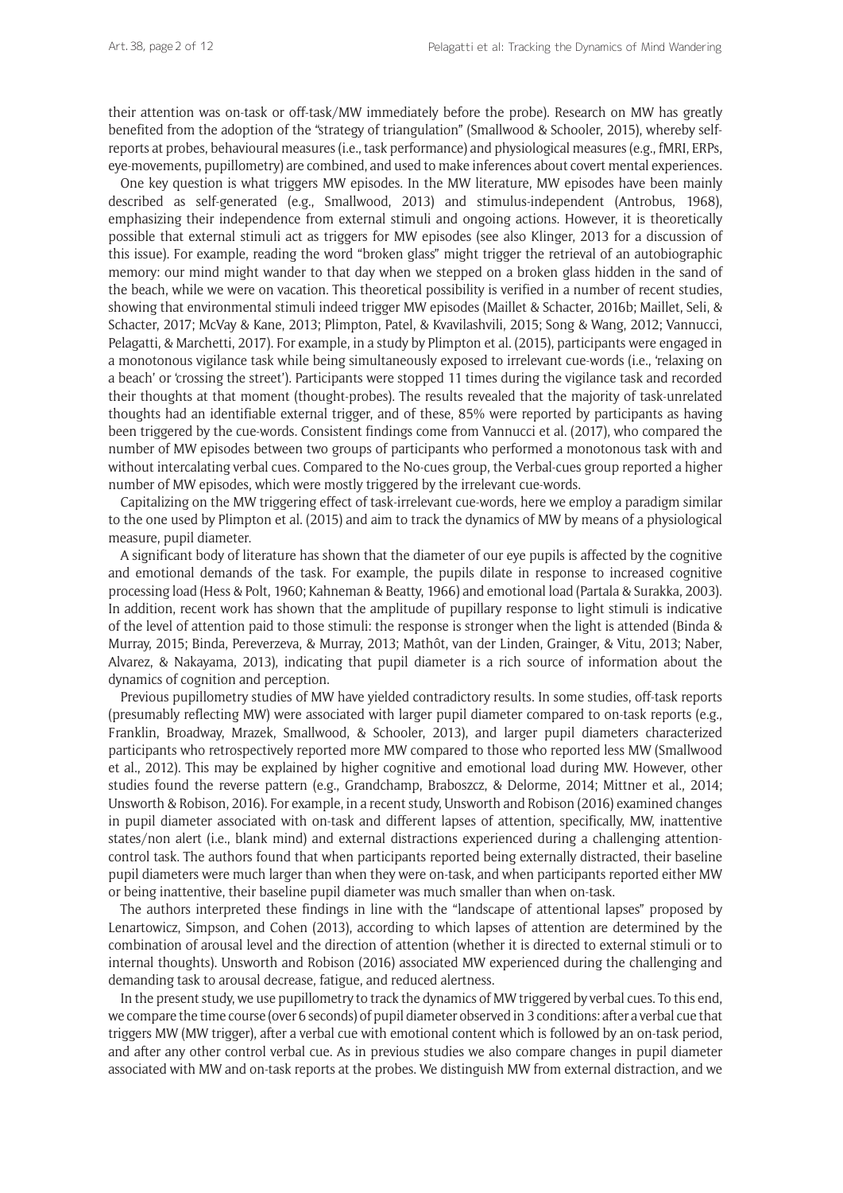their attention was on-task or off-task/MW immediately before the probe). Research on MW has greatly benefited from the adoption of the "strategy of triangulation" (Smallwood & Schooler, 2015), whereby self-reports at probes, behavioural measures (i.e., task performance) and physiological measures (e.g., fMRI, ERPs, eye-movements, pupillometry) are combined, and used to make inferences about covert mental experiences.

One key question is what triggers MW episodes. In the MW literature, MW episodes have been mainly described as self-generated (e.g., Smallwood, 2013) and stimulus-independent (Antrobus, 1968), emphasizing their independence from external stimuli and ongoing actions. However, it is theoretically possible that external stimuli act as triggers for MW episodes (see also Klinger, 2013 for a discussion of this issue). For example, reading the word "broken glass" might trigger the retrieval of an autobiographic memory: our mind might wander to that day when we stepped on a broken glass hidden in the sand of the beach, while we were on vacation. This theoretical possibility is verified in a number of recent studies, showing that environmental stimuli indeed trigger MW episodes (Maillet & Schacter, 2016b; Maillet, Seli, & Schacter, 2017; McVay & Kane, 2013; Plimpton, Patel, & Kvavilashvili, 2015; Song & Wang, 2012; Vannucci, Pelagatti, & Marchetti, 2017). For example, in a study by Plimpton et al. (2015), participants were engaged in a monotonous vigilance task while being simultaneously exposed to irrelevant cue-words (i.e., 'relaxing on a beach' or 'crossing the street'). Participants were stopped 11 times during the vigilance task and recorded their thoughts at that moment (thought-probes). The results revealed that the majority of task-unrelated thoughts had an identifiable external trigger, and of these, 85% were reported by participants as having been triggered by the cue-words. Consistent findings come from Vannucci et al. (2017), who compared the number of MW episodes between two groups of participants who performed a monotonous task with and without intercalating verbal cues. Compared to the No-cues group, the Verbal-cues group reported a higher number of MW episodes, which were mostly triggered by the irrelevant cue-words.

Capitalizing on the MW triggering effect of task-irrelevant cue-words, here we employ a paradigm similar to the one used by Plimpton et al. (2015) and aim to track the dynamics of MW by means of a physiological measure, pupil diameter.

A significant body of literature has shown that the diameter of our eye pupils is affected by the cognitive and emotional demands of the task. For example, the pupils dilate in response to increased cognitive processing load (Hess & Polt, 1960; Kahneman & Beatty, 1966) and emotional load (Partala & Surakka, 2003). In addition, recent work has shown that the amplitude of pupillary response to light stimuli is indicative of the level of attention paid to those stimuli: the response is stronger when the light is attended (Binda & Murray, 2015; Binda, Pereverzeva, & Murray, 2013; Mathôt, van der Linden, Grainger, & Vitu, 2013; Naber, Alvarez, & Nakayama, 2013), indicating that pupil diameter is a rich source of information about the dynamics of cognition and perception.

Previous pupillometry studies of MW have yielded contradictory results. In some studies, off-task reports (presumably reflecting MW) were associated with larger pupil diameter compared to on-task reports (e.g., Franklin, Broadway, Mrazek, Smallwood, & Schooler, 2013), and larger pupil diameters characterized participants who retrospectively reported more MW compared to those who reported less MW (Smallwood et al., 2012). This may be explained by higher cognitive and emotional load during MW. However, other studies found the reverse pattern (e.g., Grandchamp, Braboszcz, & Delorme, 2014; Mittner et al., 2014; Unsworth & Robison, 2016). For example, in a recent study, Unsworth and Robison (2016) examined changes in pupil diameter associated with on-task and different lapses of attention, specifically, MW, inattentive states/non alert (i.e., blank mind) and external distractions experienced during a challenging attention-control task. The authors found that when participants reported being externally distracted, their baseline pupil diameters were much larger than when they were on-task, and when participants reported either MW or being inattentive, their baseline pupil diameter was much smaller than when on-task.

The authors interpreted these findings in line with the "landscape of attentional lapses" proposed by Lenartowicz, Simpson, and Cohen (2013), according to which lapses of attention are determined by the combination of arousal level and the direction of attention (whether it is directed to external stimuli or to internal thoughts). Unsworth and Robison (2016) associated MW experienced during the challenging and demanding task to arousal decrease, fatigue, and reduced alertness.

In the present study, we use pupillometry to track the dynamics of MW triggered by verbal cues. To this end, we compare the time course (over 6 seconds) of pupil diameter observed in 3 conditions: after a verbal cue that triggers MW (MW trigger), after a verbal cue with emotional content which is followed by an on-task period, and after any other control verbal cue. As in previous studies we also compare changes in pupil diameter associated with MW and on-task reports at the probes. We distinguish MW from external distraction, and we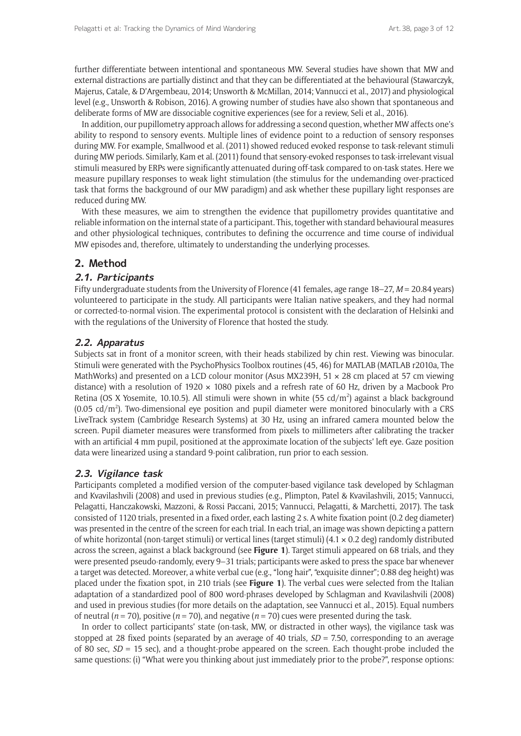further differentiate between intentional and spontaneous MW. Several studies have shown that MW and external distractions are partially distinct and that they can be differentiated at the behavioural (Stawarczyk, Majerus, Catale, & D'Argembeau, 2014; Unsworth & McMillan, 2014; Vannucci et al., 2017) and physiological level (e.g., Unsworth & Robison, 2016). A growing number of studies have also shown that spontaneous and deliberate forms of MW are dissociable cognitive experiences (see for a review, Seli et al., 2016).

In addition, our pupillometry approach allows for addressing a second question, whether MW affects one's ability to respond to sensory events. Multiple lines of evidence point to a reduction of sensory responses during MW. For example, Smallwood et al. (2011) showed reduced evoked response to task-relevant stimuli during MW periods. Similarly, Kam et al. (2011) found that sensory-evoked responses to task-irrelevant visual stimuli measured by ERPs were significantly attenuated during off-task compared to on-task states. Here we measure pupillary responses to weak light stimulation (the stimulus for the undemanding over-practiced task that forms the background of our MW paradigm) and ask whether these pupillary light responses are reduced during MW.

With these measures, we aim to strengthen the evidence that pupillometry provides quantitative and reliable information on the internal state of a participant. This, together with standard behavioural measures and other physiological techniques, contributes to defining the occurrence and time course of individual MW episodes and, therefore, ultimately to understanding the underlying processes.

## 2. Method

### 2.1. Participants

Fifty undergraduate students from the University of Florence (41 females, age range 18–27, $M = 20.84$ years) volunteered to participate in the study. All participants were Italian native speakers, and they had normal or corrected-to-normal vision. The experimental protocol is consistent with the declaration of Helsinki and with the regulations of the University of Florence that hosted the study.

### 2.2. Apparatus

Subjects sat in front of a monitor screen, with their heads stabilized by chin rest. Viewing was binocular. Stimuli were generated with the PsychoPhysics Toolbox routines (45, 46) for MATLAB (MATLAB r2010a, The MathWorks) and presented on a LCD colour monitor (Asus MX239H, 51 × 28 cm placed at 57 cm viewing distance) with a resolution of 1920 × 1080 pixels and a refresh rate of 60 Hz, driven by a Macbook Pro Retina (OS X Yosemite, 10.10.5). All stimuli were shown in white (55 cd/m$^2$) against a black background (0.05 cd/m$^2$). Two-dimensional eye position and pupil diameter were monitored binocularly with a CRS LiveTrack system (Cambridge Research Systems) at 30 Hz, using an infrared camera mounted below the screen. Pupil diameter measures were transformed from pixels to millimeters after calibrating the tracker with an artificial 4 mm pupil, positioned at the approximate location of the subjects' left eye. Gaze position data were linearized using a standard 9-point calibration, run prior to each session.

### 2.3. Vigilance task

Participants completed a modified version of the computer-based vigilance task developed by Schlagman and Kvavilashvili (2008) and used in previous studies (e.g., Plimpton, Patel & Kvavilashvili, 2015; Vannucci, Pelagatti, Hanczakowski, Mazzoni, & Rossi Paccani, 2015; Vannucci, Pelagatti, & Marchetti, 2017). The task consisted of 1120 trials, presented in a fixed order, each lasting 2 s. A white fixation point (0.2 deg diameter) was presented in the centre of the screen for each trial. In each trial, an image was shown depicting a pattern of white horizontal (non-target stimuli) or vertical lines (target stimuli) (4.1 × 0.2 deg) randomly distributed across the screen, against a black background (see **Figure 1**). Target stimuli appeared on 68 trials, and they were presented pseudo-randomly, every 9–31 trials; participants were asked to press the space bar whenever a target was detected. Moreover, a white verbal cue (e.g., "long hair", "exquisite dinner"; 0.88 deg height) was placed under the fixation spot, in 210 trials (see **Figure 1**). The verbal cues were selected from the Italian adaptation of a standardized pool of 800 word-phrases developed by Schlagman and Kvavilashvili (2008) and used in previous studies (for more details on the adaptation, see Vannucci et al., 2015). Equal numbers of neutral ($n = 70$), positive ($n = 70$), and negative ($n = 70$) cues were presented during the task.

In order to collect participants' state (on-task, MW, or distracted in other ways), the vigilance task was stopped at 28 fixed points (separated by an average of 40 trials, $SD = 7.50$, corresponding to an average of 80 sec, $SD = 15$ sec), and a thought-probe appeared on the screen. Each thought-probe included the same questions: (i) "What were you thinking about just immediately prior to the probe?", response options: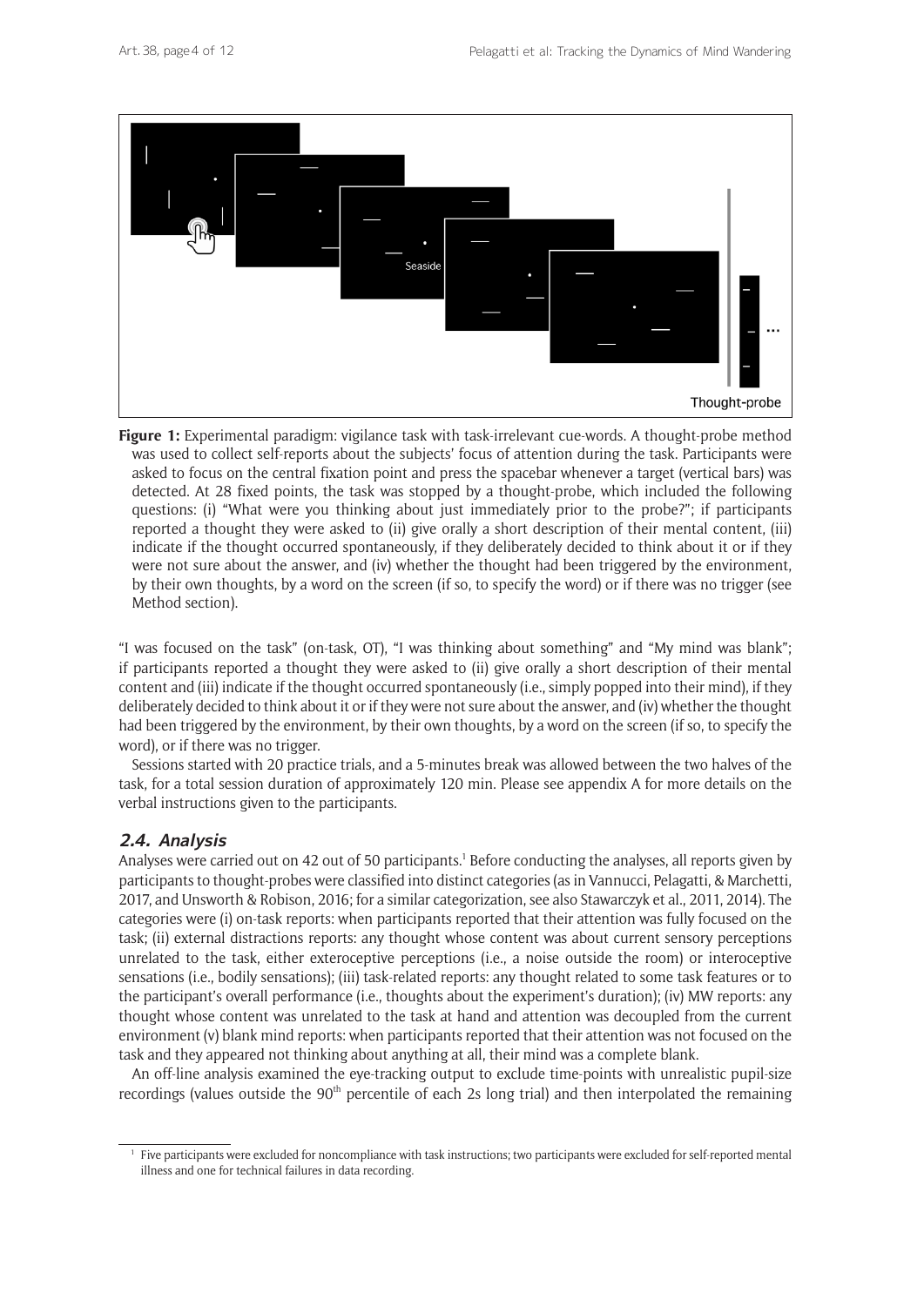Seaside

Thought-probe

**Figure 1:** Experimental paradigm: vigilance task with task-irrelevant cue-words. A thought-probe method was used to collect self-reports about the subjects' focus of attention during the task. Participants were asked to focus on the central fixation point and press the spacebar whenever a target (vertical bars) was detected. At 28 fixed points, the task was stopped by a thought-probe, which included the following questions: (i) "What were you thinking about just immediately prior to the probe?"; if participants reported a thought they were asked to (ii) give orally a short description of their mental content, (iii) indicate if the thought occurred spontaneously, if they deliberately decided to think about it or if they were not sure about the answer, and (iv) whether the thought had been triggered by the environment, by their own thoughts, by a word on the screen (if so, to specify the word) or if there was no trigger (see Method section).

"I was focused on the task" (on-task, OT), "I was thinking about something" and "My mind was blank"; if participants reported a thought they were asked to (ii) give orally a short description of their mental content and (iii) indicate if the thought occurred spontaneously (i.e., simply popped into their mind), if they deliberately decided to think about it or if they were not sure about the answer, and (iv) whether the thought had been triggered by the environment, by their own thoughts, by a word on the screen (if so, to specify the word), or if there was no trigger.

Sessions started with 20 practice trials, and a 5-minutes break was allowed between the two halves of the task, for a total session duration of approximately 120 min. Please see appendix A for more details on the verbal instructions given to the participants.

## 2.4. Analysis

Analyses were carried out on 42 out of 50 participants.[1] Before conducting the analyses, all reports given by participants to thought-probes were classified into distinct categories (as in Vannucci, Pelagatti, & Marchetti, 2017, and Unsworth & Robison, 2016; for a similar categorization, see also Stawarczyk et al., 2011, 2014). The categories were (i) on-task reports: when participants reported that their attention was fully focused on the task; (ii) external distractions reports: any thought whose content was about current sensory perceptions unrelated to the task, either exteroceptive perceptions (i.e., a noise outside the room) or interoceptive sensations (i.e., bodily sensations); (iii) task-related reports: any thought related to some task features or to the participant's overall performance (i.e., thoughts about the experiment's duration); (iv) MW reports: any thought whose content was unrelated to the task at hand and attention was decoupled from the current environment (v) blank mind reports: when participants reported that their attention was not focused on the task and they appeared not thinking about anything at all, their mind was a complete blank.

An off-line analysis examined the eye-tracking output to exclude time-points with unrealistic pupil-size recordings (values outside the 90th percentile of each 2s long trial) and then interpolated the remaining

[1] Five participants were excluded for noncompliance with task instructions; two participants were excluded for self-reported mental illness and one for technical failures in data recording.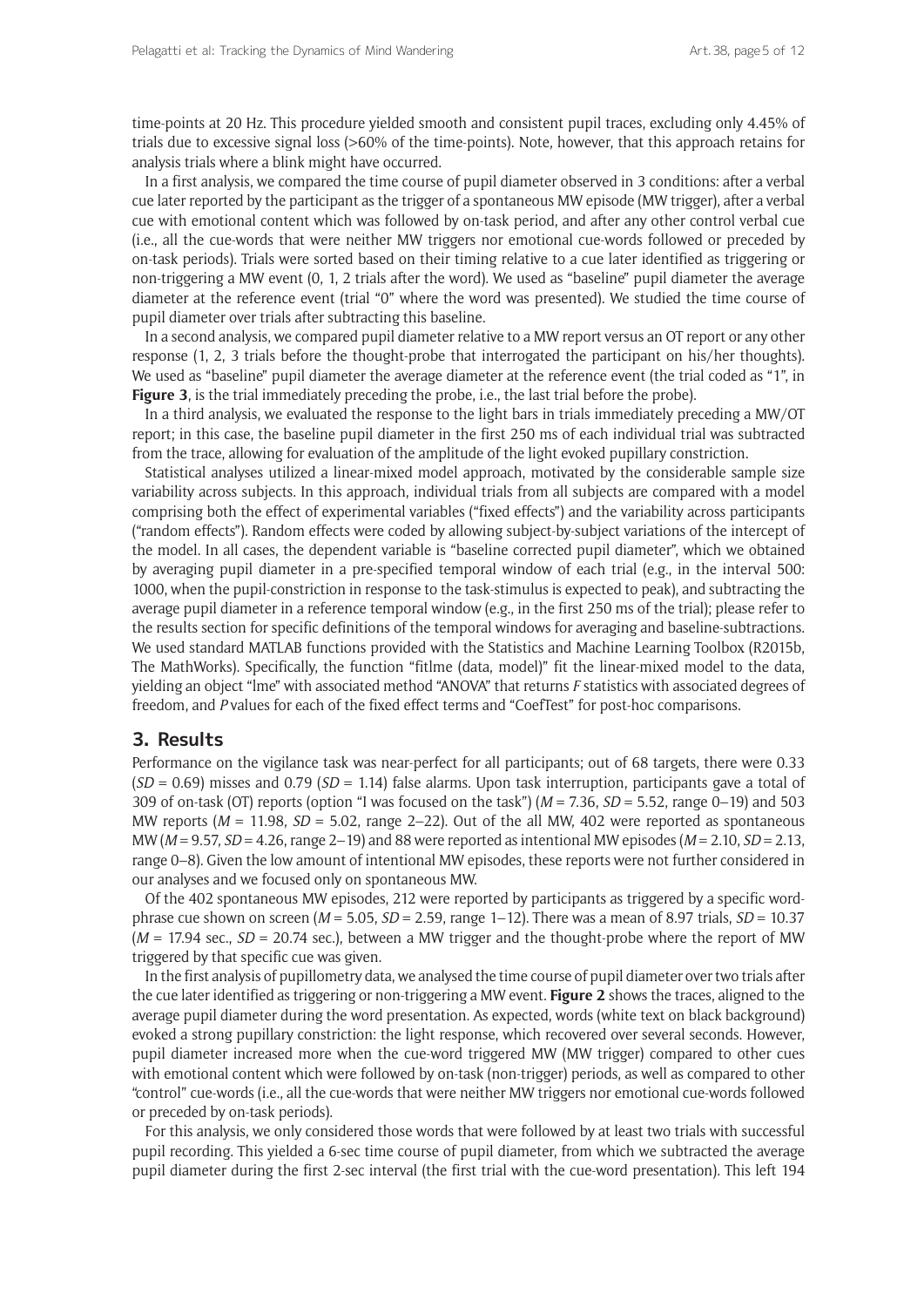time-points at 20 Hz. This procedure yielded smooth and consistent pupil traces, excluding only 4.45% of trials due to excessive signal loss (>60% of the time-points). Note, however, that this approach retains for analysis trials where a blink might have occurred.

In a first analysis, we compared the time course of pupil diameter observed in 3 conditions: after a verbal cue later reported by the participant as the trigger of a spontaneous MW episode (MW trigger), after a verbal cue with emotional content which was followed by on-task period, and after any other control verbal cue (i.e., all the cue-words that were neither MW triggers nor emotional cue-words followed or preceded by on-task periods). Trials were sorted based on their timing relative to a cue later identified as triggering or non-triggering a MW event (0, 1, 2 trials after the word). We used as "baseline" pupil diameter the average diameter at the reference event (trial "0" where the word was presented). We studied the time course of pupil diameter over trials after subtracting this baseline.

In a second analysis, we compared pupil diameter relative to a MW report versus an OT report or any other response (1, 2, 3 trials before the thought-probe that interrogated the participant on his/her thoughts). We used as "baseline" pupil diameter the average diameter at the reference event (the trial coded as "1", in **Figure 3**, is the trial immediately preceding the probe, i.e., the last trial before the probe).

In a third analysis, we evaluated the response to the light bars in trials immediately preceding a MW/OT report; in this case, the baseline pupil diameter in the first 250 ms of each individual trial was subtracted from the trace, allowing for evaluation of the amplitude of the light evoked pupillary constriction.

Statistical analyses utilized a linear-mixed model approach, motivated by the considerable sample size variability across subjects. In this approach, individual trials from all subjects are compared with a model comprising both the effect of experimental variables ("fixed effects") and the variability across participants ("random effects"). Random effects were coded by allowing subject-by-subject variations of the intercept of the model. In all cases, the dependent variable is "baseline corrected pupil diameter", which we obtained by averaging pupil diameter in a pre-specified temporal window of each trial (e.g., in the interval 500: 1000, when the pupil-constriction in response to the task-stimulus is expected to peak), and subtracting the average pupil diameter in a reference temporal window (e.g., in the first 250 ms of the trial); please refer to the results section for specific definitions of the temporal windows for averaging and baseline-subtractions. We used standard MATLAB functions provided with the Statistics and Machine Learning Toolbox (R2015b, The MathWorks). Specifically, the function "fitlme (data, model)" fit the linear-mixed model to the data, yielding an object "lme" with associated method "ANOVA" that returns *F* statistics with associated degrees of freedom, and *P* values for each of the fixed effect terms and "CoefTest" for post-hoc comparisons.

## 3. Results

Performance on the vigilance task was near-perfect for all participants; out of 68 targets, there were 0.33 ($SD$ = 0.69) misses and 0.79 ($SD$ = 1.14) false alarms. Upon task interruption, participants gave a total of 309 of on-task (OT) reports (option "I was focused on the task") ($M$ = 7.36, $SD$ = 5.52, range 0–19) and 503 MW reports ($M$ = 11.98, $SD$ = 5.02, range 2–22). Out of the all MW, 402 were reported as spontaneous MW ($M$ = 9.57, $SD$ = 4.26, range 2–19) and 88 were reported as intentional MW episodes ($M$ = 2.10, $SD$ = 2.13, range 0–8). Given the low amount of intentional MW episodes, these reports were not further considered in our analyses and we focused only on spontaneous MW.

Of the 402 spontaneous MW episodes, 212 were reported by participants as triggered by a specific word-phrase cue shown on screen ($M$ = 5.05, $SD$ = 2.59, range 1–12). There was a mean of 8.97 trials, $SD$ = 10.37 ($M$ = 17.94 sec., $SD$ = 20.74 sec.), between a MW trigger and the thought-probe where the report of MW triggered by that specific cue was given.

In the first analysis of pupillometry data, we analysed the time course of pupil diameter over two trials after the cue later identified as triggering or non-triggering a MW event. **Figure 2** shows the traces, aligned to the average pupil diameter during the word presentation. As expected, words (white text on black background) evoked a strong pupillary constriction: the light response, which recovered over several seconds. However, pupil diameter increased more when the cue-word triggered MW (MW trigger) compared to other cues with emotional content which were followed by on-task (non-trigger) periods, as well as compared to other "control" cue-words (i.e., all the cue-words that were neither MW triggers nor emotional cue-words followed or preceded by on-task periods).

For this analysis, we only considered those words that were followed by at least two trials with successful pupil recording. This yielded a 6-sec time course of pupil diameter, from which we subtracted the average pupil diameter during the first 2-sec interval (the first trial with the cue-word presentation). This left 194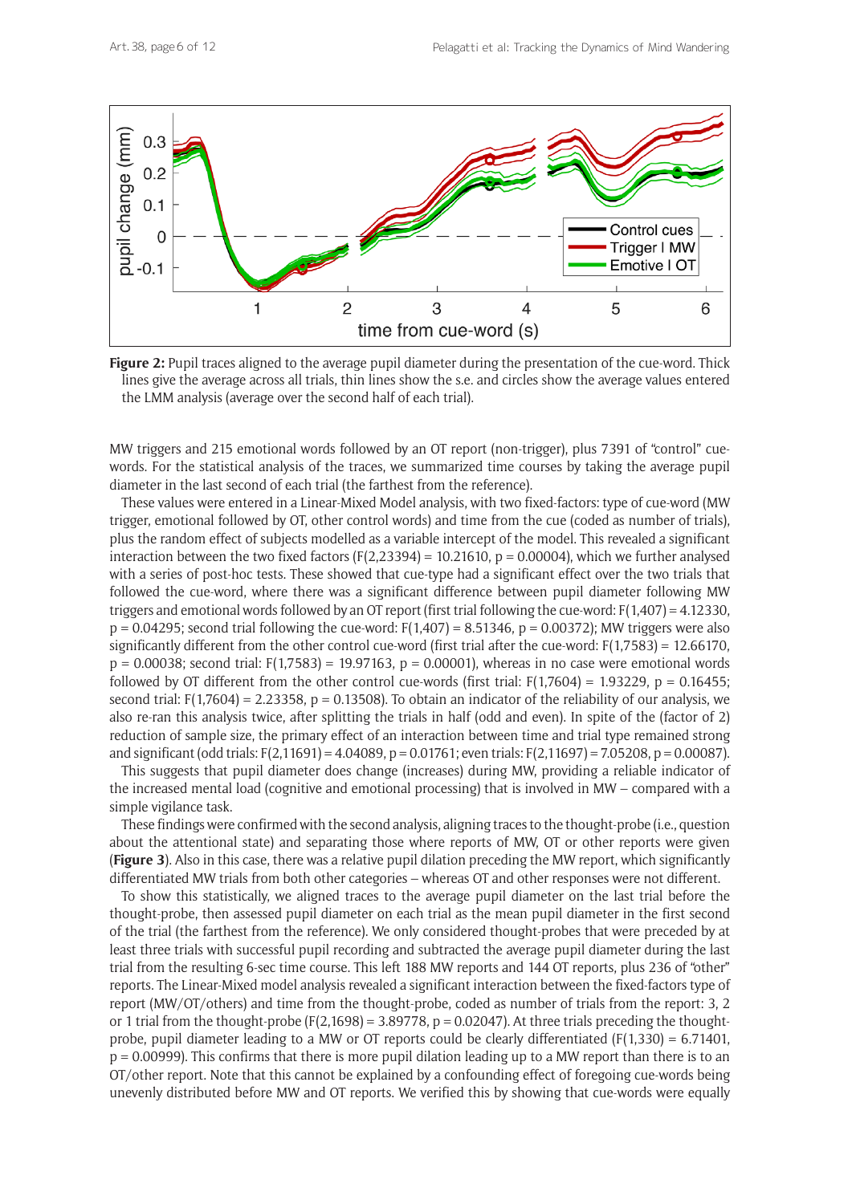pupil change (mm)

0.3
0.2
0.1
0
-0.1

1
2
3
4
5
6

time from cue-word (s)

Control cues
Trigger | MW
Emotive | OT

**Figure 2:** Pupil traces aligned to the average pupil diameter during the presentation of the cue-word. Thick lines give the average across all trials, thin lines show the s.e. and circles show the average values entered the LMM analysis (average over the second half of each trial).

MW triggers and 215 emotional words followed by an OT report (non-trigger), plus 7391 of "control" cue-words. For the statistical analysis of the traces, we summarized time courses by taking the average pupil diameter in the last second of each trial (the farthest from the reference).

These values were entered in a Linear-Mixed Model analysis, with two fixed-factors: type of cue-word (MW trigger, emotional followed by OT, other control words) and time from the cue (coded as number of trials), plus the random effect of subjects modelled as a variable intercept of the model. This revealed a significant interaction between the two fixed factors ($F(2,23394) = 10.21610$, $p = 0.00004$), which we further analysed with a series of post-hoc tests. These showed that cue-type had a significant effect over the two trials that followed the cue-word, where there was a significant difference between pupil diameter following MW triggers and emotional words followed by an OT report (first trial following the cue-word: $F(1,407) = 4.12330$, $p = 0.04295$; second trial following the cue-word: $F(1,407) = 8.51346$, $p = 0.00372$); MW triggers were also significantly different from the other control cue-word (first trial after the cue-word: $F(1,7583) = 12.66170$, $p = 0.00038$; second trial: $F(1,7583) = 19.97163$, $p = 0.00001$), whereas in no case were emotional words followed by OT different from the other control cue-words (first trial: $F(1,7604) = 1.93229$, $p = 0.16455$; second trial: $F(1,7604) = 2.23358$, $p = 0.13508$). To obtain an indicator of the reliability of our analysis, we also re-ran this analysis twice, after splitting the trials in half (odd and even). In spite of the (factor of 2) reduction of sample size, the primary effect of an interaction between time and trial type remained strong and significant (odd trials: $F(2,11691) = 4.04089$, $p = 0.01761$; even trials: $F(2,11697) = 7.05208$, $p = 0.00087$).

This suggests that pupil diameter does change (increases) during MW, providing a reliable indicator of the increased mental load (cognitive and emotional processing) that is involved in MW – compared with a simple vigilance task.

These findings were confirmed with the second analysis, aligning traces to the thought-probe (i.e., question about the attentional state) and separating those where reports of MW, OT or other reports were given (**Figure 3**). Also in this case, there was a relative pupil dilation preceding the MW report, which significantly differentiated MW trials from both other categories – whereas OT and other responses were not different.

To show this statistically, we aligned traces to the average pupil diameter on the last trial before the thought-probe, then assessed pupil diameter on each trial as the mean pupil diameter in the first second of the trial (the farthest from the reference). We only considered thought-probes that were preceded by at least three trials with successful pupil recording and subtracted the average pupil diameter during the last trial from the resulting 6-sec time course. This left 188 MW reports and 144 OT reports, plus 236 of "other" reports. The Linear-Mixed model analysis revealed a significant interaction between the fixed-factors type of report (MW/OT/others) and time from the thought-probe, coded as number of trials from the report: 3, 2 or 1 trial from the thought-probe ($F(2,1698) = 3.89778$, $p = 0.02047$). At three trials preceding the thought-probe, pupil diameter leading to a MW or OT reports could be clearly differentiated ($F(1,330) = 6.71401$, $p = 0.00999$). This confirms that there is more pupil dilation leading up to a MW report than there is to an OT/other report. Note that this cannot be explained by a confounding effect of foregoing cue-words being unevenly distributed before MW and OT reports. We verified this by showing that cue-words were equally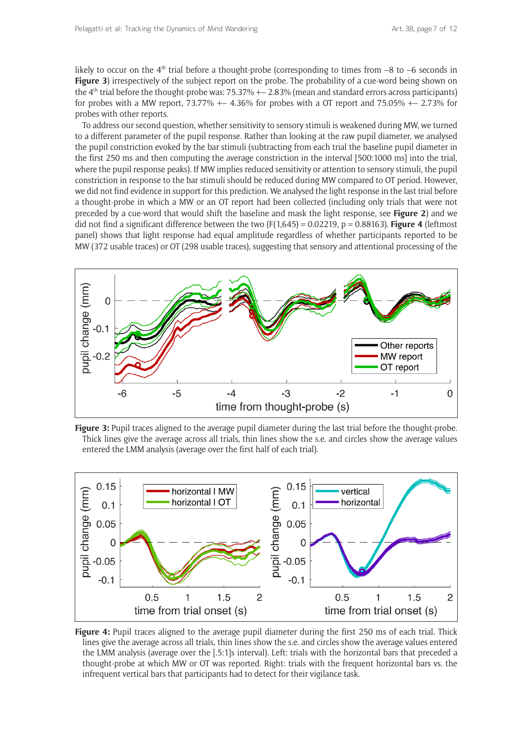likely to occur on the 4th trial before a thought-probe (corresponding to times from –8 to –6 seconds in **Figure 3**) irrespectively of the subject report on the probe. The probability of a cue-word being shown on the 4th trial before the thought-probe was: 75.37% +– 2.83% (mean and standard errors across participants) for probes with a MW report, 73.77% +– 4.36% for probes with a OT report and 75.05% +– 2.73% for probes with other reports.

To address our second question, whether sensitivity to sensory stimuli is weakened during MW, we turned to a different parameter of the pupil response. Rather than looking at the raw pupil diameter, we analysed the pupil constriction evoked by the bar stimuli (subtracting from each trial the baseline pupil diameter in the first 250 ms and then computing the average constriction in the interval [500:1000 ms] into the trial, where the pupil response peaks). If MW implies reduced sensitivity or attention to sensory stimuli, the pupil constriction in response to the bar stimuli should be reduced during MW compared to OT period. However, we did not find evidence in support for this prediction. We analysed the light response in the last trial before a thought-probe in which a MW or an OT report had been collected (including only trials that were not preceded by a cue-word that would shift the baseline and mask the light response, see **Figure 2**) and we did not find a significant difference between the two ($F(1,645) = 0.02219$, $p = 0.88163$). **Figure 4** (leftmost panel) shows that light response had equal amplitude regardless of whether participants reported to be MW (372 usable traces) or OT (298 usable traces), suggesting that sensory and attentional processing of the

pupil change (mm)
0
-0.1
-0.2
-6 -5 -4 -3 -2 -1 0
time from thought-probe (s)
Other reports
MW report
OT report

**Figure 3:** Pupil traces aligned to the average pupil diameter during the last trial before the thought-probe. Thick lines give the average across all trials, thin lines show the s.e. and circles show the average values entered the LMM analysis (average over the first half of each trial).

pupil change (mm)
0.15
0.1
0.05
0
-0.05
-0.1
0.5 1 1.5 2
time from trial onset (s)
horizontal | MW
horizontal | OT

pupil change (mm)
0.15
0.1
0.05
0
-0.05
-0.1
0.5 1 1.5 2
time from trial onset (s)
vertical
horizontal

**Figure 4:** Pupil traces aligned to the average pupil diameter during the first 250 ms of each trial. Thick lines give the average across all trials, thin lines show the s.e. and circles show the average values entered the LMM analysis (average over the [.5:1]s interval). Left: trials with the horizontal bars that preceded a thought-probe at which MW or OT was reported. Right: trials with the frequent horizontal bars vs. the infrequent vertical bars that participants had to detect for their vigilance task.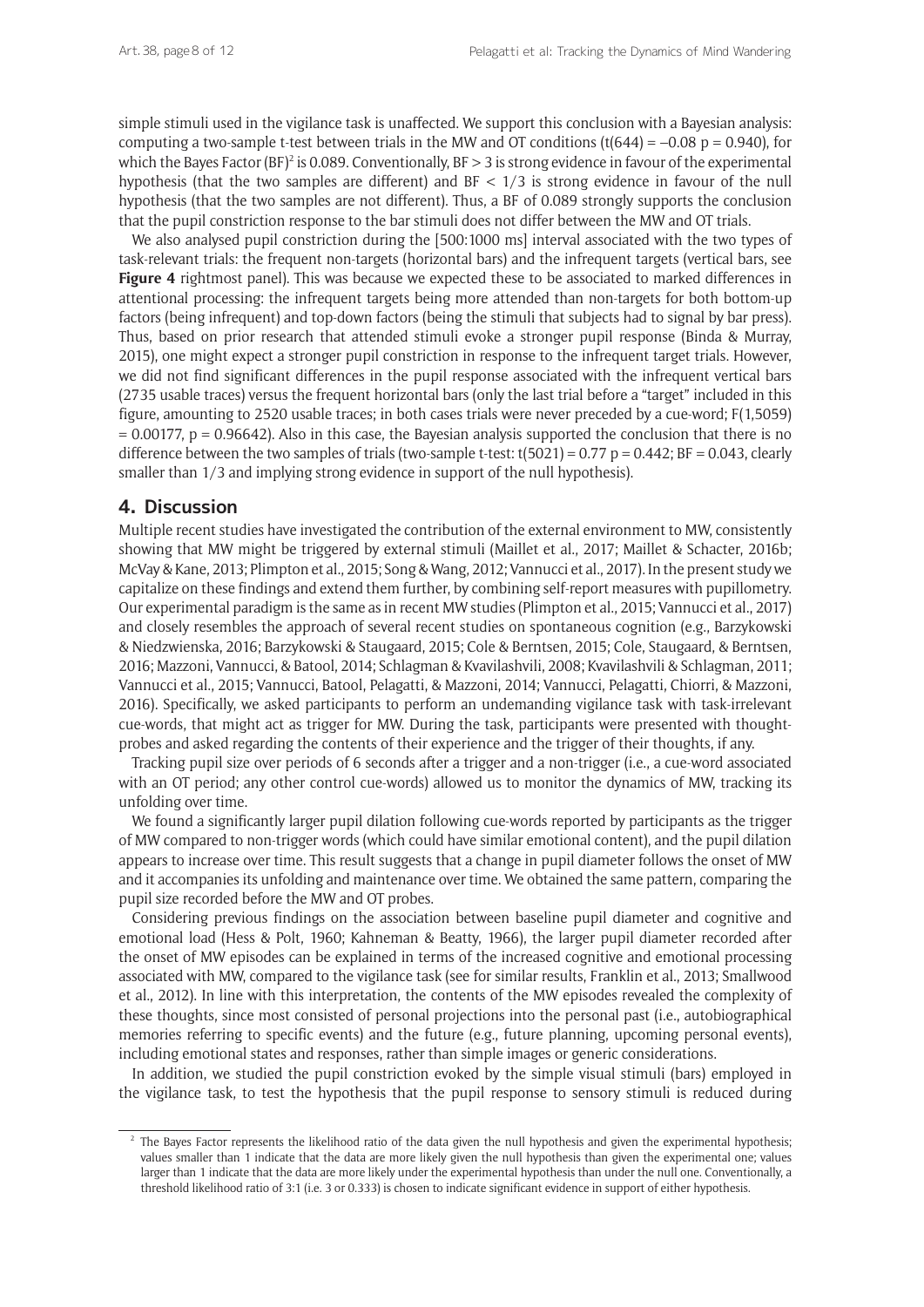simple stimuli used in the vigilance task is unaffected. We support this conclusion with a Bayesian analysis: computing a two-sample t-test between trials in the MW and OT conditions ($t(644) = -0.08$ $p = 0.940$), for which the Bayes Factor (BF)[2] is 0.089. Conventionally, $BF > 3$ is strong evidence in favour of the experimental hypothesis (that the two samples are different) and $BF < 1/3$ is strong evidence in favour of the null hypothesis (that the two samples are not different). Thus, a BF of 0.089 strongly supports the conclusion that the pupil constriction response to the bar stimuli does not differ between the MW and OT trials.

We also analysed pupil constriction during the [500:1000 ms] interval associated with the two types of task-relevant trials: the frequent non-targets (horizontal bars) and the infrequent targets (vertical bars, see **Figure 4** rightmost panel). This was because we expected these to be associated to marked differences in attentional processing: the infrequent targets being more attended than non-targets for both bottom-up factors (being infrequent) and top-down factors (being the stimuli that subjects had to signal by bar press). Thus, based on prior research that attended stimuli evoke a stronger pupil response (Binda & Murray, 2015), one might expect a stronger pupil constriction in response to the infrequent target trials. However, we did not find significant differences in the pupil response associated with the infrequent vertical bars (2735 usable traces) versus the frequent horizontal bars (only the last trial before a "target" included in this figure, amounting to 2520 usable traces; in both cases trials were never preceded by a cue-word; $F(1,5059) = 0.00177$, $p = 0.96642$). Also in this case, the Bayesian analysis supported the conclusion that there is no difference between the two samples of trials (two-sample t-test: $t(5021) = 0.77$ $p = 0.442$; $BF = 0.043$, clearly smaller than 1/3 and implying strong evidence in support of the null hypothesis).

## 4. Discussion

Multiple recent studies have investigated the contribution of the external environment to MW, consistently showing that MW might be triggered by external stimuli (Maillet et al., 2017; Maillet & Schacter, 2016b; McVay & Kane, 2013; Plimpton et al., 2015; Song & Wang, 2012; Vannucci et al., 2017). In the present study we capitalize on these findings and extend them further, by combining self-report measures with pupillometry. Our experimental paradigm is the same as in recent MW studies (Plimpton et al., 2015; Vannucci et al., 2017) and closely resembles the approach of several recent studies on spontaneous cognition (e.g., Barzykowski & Niedzwienska, 2016; Barzykowski & Staugaard, 2015; Cole & Berntsen, 2015; Cole, Staugaard, & Berntsen, 2016; Mazzoni, Vannucci, & Batool, 2014; Schlagman & Kvavilashvili, 2008; Kvavilashvili & Schlagman, 2011; Vannucci et al., 2015; Vannucci, Batool, Pelagatti, & Mazzoni, 2014; Vannucci, Pelagatti, Chiorri, & Mazzoni, 2016). Specifically, we asked participants to perform an undemanding vigilance task with task-irrelevant cue-words, that might act as trigger for MW. During the task, participants were presented with thought-probes and asked regarding the contents of their experience and the trigger of their thoughts, if any.

Tracking pupil size over periods of 6 seconds after a trigger and a non-trigger (i.e., a cue-word associated with an OT period; any other control cue-words) allowed us to monitor the dynamics of MW, tracking its unfolding over time.

We found a significantly larger pupil dilation following cue-words reported by participants as the trigger of MW compared to non-trigger words (which could have similar emotional content), and the pupil dilation appears to increase over time. This result suggests that a change in pupil diameter follows the onset of MW and it accompanies its unfolding and maintenance over time. We obtained the same pattern, comparing the pupil size recorded before the MW and OT probes.

Considering previous findings on the association between baseline pupil diameter and cognitive and emotional load (Hess & Polt, 1960; Kahneman & Beatty, 1966), the larger pupil diameter recorded after the onset of MW episodes can be explained in terms of the increased cognitive and emotional processing associated with MW, compared to the vigilance task (see for similar results, Franklin et al., 2013; Smallwood et al., 2012). In line with this interpretation, the contents of the MW episodes revealed the complexity of these thoughts, since most consisted of personal projections into the personal past (i.e., autobiographical memories referring to specific events) and the future (e.g., future planning, upcoming personal events), including emotional states and responses, rather than simple images or generic considerations.

In addition, we studied the pupil constriction evoked by the simple visual stimuli (bars) employed in the vigilance task, to test the hypothesis that the pupil response to sensory stimuli is reduced during

[2] The Bayes Factor represents the likelihood ratio of the data given the null hypothesis and given the experimental hypothesis; values smaller than 1 indicate that the data are more likely given the null hypothesis than given the experimental one; values larger than 1 indicate that the data are more likely under the experimental hypothesis than under the null one. Conventionally, a threshold likelihood ratio of 3:1 (i.e. 3 or 0.333) is chosen to indicate significant evidence in support of either hypothesis.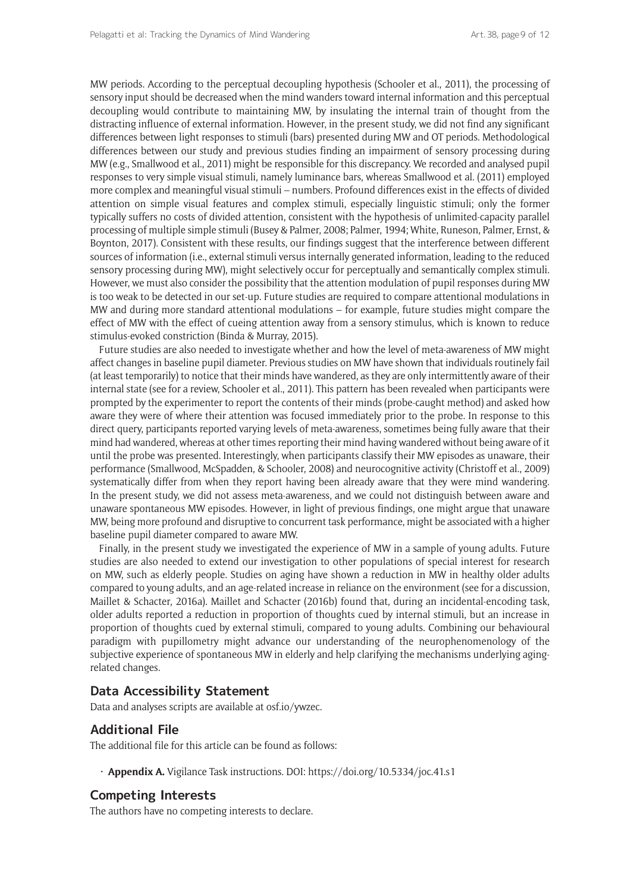MW periods. According to the perceptual decoupling hypothesis (Schooler et al., 2011), the processing of sensory input should be decreased when the mind wanders toward internal information and this perceptual decoupling would contribute to maintaining MW, by insulating the internal train of thought from the distracting influence of external information. However, in the present study, we did not find any significant differences between light responses to stimuli (bars) presented during MW and OT periods. Methodological differences between our study and previous studies finding an impairment of sensory processing during MW (e.g., Smallwood et al., 2011) might be responsible for this discrepancy. We recorded and analysed pupil responses to very simple visual stimuli, namely luminance bars, whereas Smallwood et al. (2011) employed more complex and meaningful visual stimuli – numbers. Profound differences exist in the effects of divided attention on simple visual features and complex stimuli, especially linguistic stimuli; only the former typically suffers no costs of divided attention, consistent with the hypothesis of unlimited-capacity parallel processing of multiple simple stimuli (Busey & Palmer, 2008; Palmer, 1994; White, Runeson, Palmer, Ernst, & Boynton, 2017). Consistent with these results, our findings suggest that the interference between different sources of information (i.e., external stimuli versus internally generated information, leading to the reduced sensory processing during MW), might selectively occur for perceptually and semantically complex stimuli. However, we must also consider the possibility that the attention modulation of pupil responses during MW is too weak to be detected in our set-up. Future studies are required to compare attentional modulations in MW and during more standard attentional modulations – for example, future studies might compare the effect of MW with the effect of cueing attention away from a sensory stimulus, which is known to reduce stimulus-evoked constriction (Binda & Murray, 2015).

Future studies are also needed to investigate whether and how the level of meta-awareness of MW might affect changes in baseline pupil diameter. Previous studies on MW have shown that individuals routinely fail (at least temporarily) to notice that their minds have wandered, as they are only intermittently aware of their internal state (see for a review, Schooler et al., 2011). This pattern has been revealed when participants were prompted by the experimenter to report the contents of their minds (probe-caught method) and asked how aware they were of where their attention was focused immediately prior to the probe. In response to this direct query, participants reported varying levels of meta-awareness, sometimes being fully aware that their mind had wandered, whereas at other times reporting their mind having wandered without being aware of it until the probe was presented. Interestingly, when participants classify their MW episodes as unaware, their performance (Smallwood, McSpadden, & Schooler, 2008) and neurocognitive activity (Christoff et al., 2009) systematically differ from when they report having been already aware that they were mind wandering. In the present study, we did not assess meta-awareness, and we could not distinguish between aware and unaware spontaneous MW episodes. However, in light of previous findings, one might argue that unaware MW, being more profound and disruptive to concurrent task performance, might be associated with a higher baseline pupil diameter compared to aware MW.

Finally, in the present study we investigated the experience of MW in a sample of young adults. Future studies are also needed to extend our investigation to other populations of special interest for research on MW, such as elderly people. Studies on aging have shown a reduction in MW in healthy older adults compared to young adults, and an age-related increase in reliance on the environment (see for a discussion, Maillet & Schacter, 2016a). Maillet and Schacter (2016b) found that, during an incidental-encoding task, older adults reported a reduction in proportion of thoughts cued by internal stimuli, but an increase in proportion of thoughts cued by external stimuli, compared to young adults. Combining our behavioural paradigm with pupillometry might advance our understanding of the neurophenomenology of the subjective experience of spontaneous MW in elderly and help clarifying the mechanisms underlying aging-related changes.

## Data Accessibility Statement

Data and analyses scripts are available at osf.io/ywzec.

## Additional File

The additional file for this article can be found as follows:

- **Appendix A.** Vigilance Task instructions. DOI: https://doi.org/10.5334/joc.41.s1

## Competing Interests

The authors have no competing interests to declare.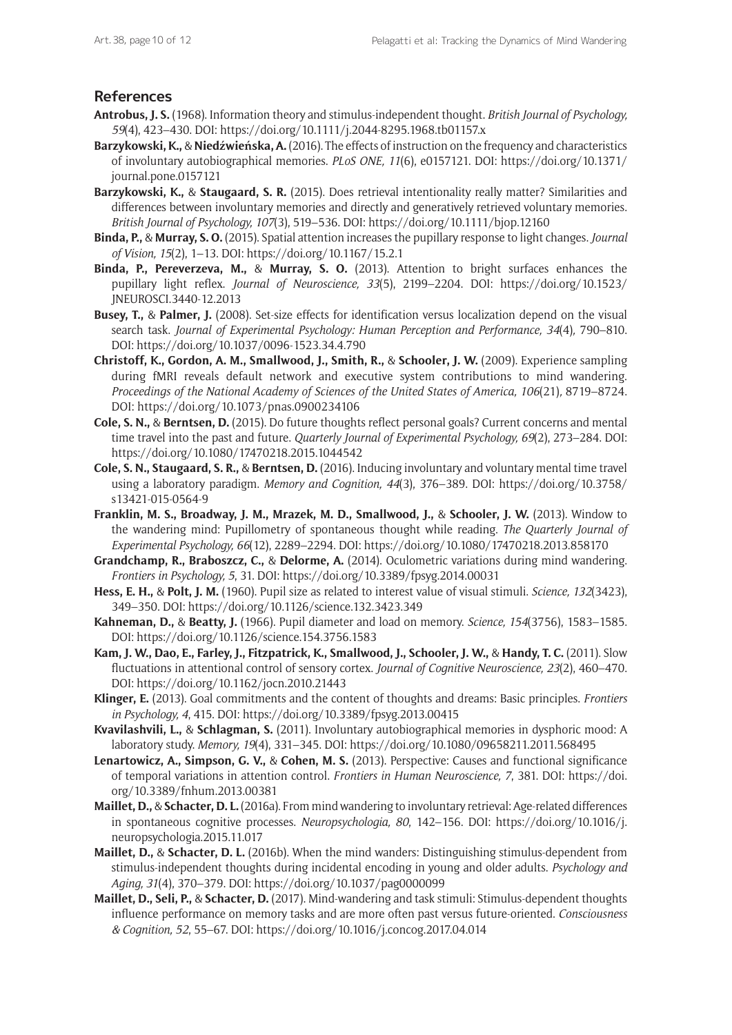## References

**Antrobus, J. S.** (1968). Information theory and stimulus-independent thought. *British Journal of Psychology, 59*(4), 423–430. DOI: https://doi.org/10.1111/j.2044-8295.1968.tb01157.x

**Barzykowski, K.,** & **Niedźwieńska, A.** (2016). The effects of instruction on the frequency and characteristics of involuntary autobiographical memories. *PLoS ONE, 11*(6), e0157121. DOI: https://doi.org/10.1371/journal.pone.0157121

**Barzykowski, K.,** & **Staugaard, S. R.** (2015). Does retrieval intentionality really matter? Similarities and differences between involuntary memories and directly and generatively retrieved voluntary memories. *British Journal of Psychology, 107*(3), 519–536. DOI: https://doi.org/10.1111/bjop.12160

**Binda, P.,** & **Murray, S. O.** (2015). Spatial attention increases the pupillary response to light changes. *Journal of Vision, 15*(2), 1–13. DOI: https://doi.org/10.1167/15.2.1

**Binda, P., Pereverzeva, M.,** & **Murray, S. O.** (2013). Attention to bright surfaces enhances the pupillary light reflex. *Journal of Neuroscience, 33*(5), 2199–2204. DOI: https://doi.org/10.1523/JNEUROSCI.3440-12.2013

**Busey, T.,** & **Palmer, J.** (2008). Set-size effects for identification versus localization depend on the visual search task. *Journal of Experimental Psychology: Human Perception and Performance, 34*(4), 790–810. DOI: https://doi.org/10.1037/0096-1523.34.4.790

**Christoff, K., Gordon, A. M., Smallwood, J., Smith, R.,** & **Schooler, J. W.** (2009). Experience sampling during fMRI reveals default network and executive system contributions to mind wandering. *Proceedings of the National Academy of Sciences of the United States of America, 106*(21), 8719–8724. DOI: https://doi.org/10.1073/pnas.0900234106

**Cole, S. N.,** & **Berntsen, D.** (2015). Do future thoughts reflect personal goals? Current concerns and mental time travel into the past and future. *Quarterly Journal of Experimental Psychology, 69*(2), 273–284. DOI: https://doi.org/10.1080/17470218.2015.1044542

**Cole, S. N., Staugaard, S. R.,** & **Berntsen, D.** (2016). Inducing involuntary and voluntary mental time travel using a laboratory paradigm. *Memory and Cognition, 44*(3), 376–389. DOI: https://doi.org/10.3758/s13421-015-0564-9

**Franklin, M. S., Broadway, J. M., Mrazek, M. D., Smallwood, J.,** & **Schooler, J. W.** (2013). Window to the wandering mind: Pupillometry of spontaneous thought while reading. *The Quarterly Journal of Experimental Psychology, 66*(12), 2289–2294. DOI: https://doi.org/10.1080/17470218.2013.858170

**Grandchamp, R., Braboszcz, C.,** & **Delorme, A.** (2014). Oculometric variations during mind wandering. *Frontiers in Psychology, 5*, 31. DOI: https://doi.org/10.3389/fpsyg.2014.00031

**Hess, E. H.,** & **Polt, J. M.** (1960). Pupil size as related to interest value of visual stimuli. *Science, 132*(3423), 349–350. DOI: https://doi.org/10.1126/science.132.3423.349

**Kahneman, D.,** & **Beatty, J.** (1966). Pupil diameter and load on memory. *Science, 154*(3756), 1583–1585. DOI: https://doi.org/10.1126/science.154.3756.1583

**Kam, J. W., Dao, E., Farley, J., Fitzpatrick, K., Smallwood, J., Schooler, J. W.,** & **Handy, T. C.** (2011). Slow fluctuations in attentional control of sensory cortex. *Journal of Cognitive Neuroscience, 23*(2), 460–470. DOI: https://doi.org/10.1162/jocn.2010.21443

**Klinger, E.** (2013). Goal commitments and the content of thoughts and dreams: Basic principles. *Frontiers in Psychology, 4*, 415. DOI: https://doi.org/10.3389/fpsyg.2013.00415

**Kvavilashvili, L.,** & **Schlagman, S.** (2011). Involuntary autobiographical memories in dysphoric mood: A laboratory study. *Memory, 19*(4), 331–345. DOI: https://doi.org/10.1080/09658211.2011.568495

**Lenartowicz, A., Simpson, G. V.,** & **Cohen, M. S.** (2013). Perspective: Causes and functional significance of temporal variations in attention control. *Frontiers in Human Neuroscience, 7*, 381. DOI: https://doi.org/10.3389/fnhum.2013.00381

**Maillet, D.,** & **Schacter, D. L.** (2016a). From mind wandering to involuntary retrieval: Age-related differences in spontaneous cognitive processes. *Neuropsychologia, 80*, 142–156. DOI: https://doi.org/10.1016/j.neuropsychologia.2015.11.017

**Maillet, D.,** & **Schacter, D. L.** (2016b). When the mind wanders: Distinguishing stimulus-dependent from stimulus-independent thoughts during incidental encoding in young and older adults. *Psychology and Aging, 31*(4), 370–379. DOI: https://doi.org/10.1037/pag0000099

**Maillet, D., Seli, P.,** & **Schacter, D.** (2017). Mind-wandering and task stimuli: Stimulus-dependent thoughts influence performance on memory tasks and are more often past versus future-oriented. *Consciousness & Cognition, 52*, 55–67. DOI: https://doi.org/10.1016/j.concog.2017.04.014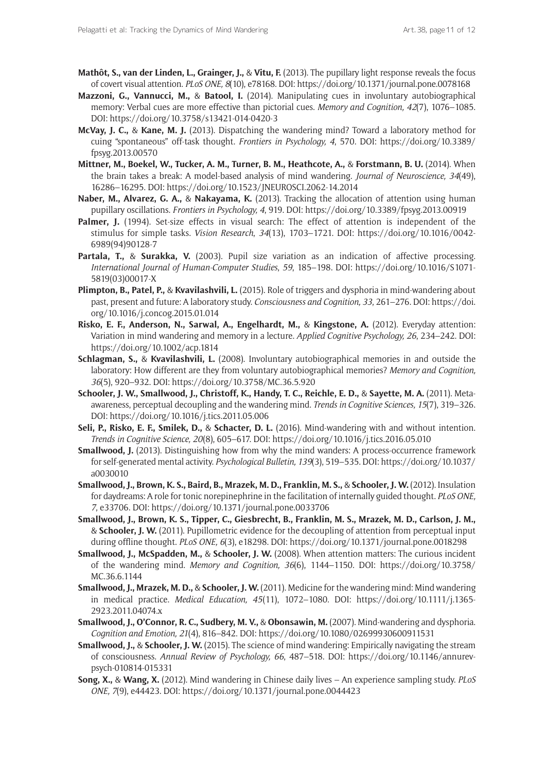**Mathôt, S., van der Linden, L., Grainger, J.,** & **Vitu, F.** (2013). The pupillary light response reveals the focus of covert visual attention. *PLoS ONE, 8*(10), e78168. DOI: https://doi.org/10.1371/journal.pone.0078168

**Mazzoni, G., Vannucci, M.,** & **Batool, I.** (2014). Manipulating cues in involuntary autobiographical memory: Verbal cues are more effective than pictorial cues. *Memory and Cognition, 42*(7), 1076–1085. DOI: https://doi.org/10.3758/s13421-014-0420-3

**McVay, J. C.,** & **Kane, M. J.** (2013). Dispatching the wandering mind? Toward a laboratory method for cuing "spontaneous" off-task thought. *Frontiers in Psychology, 4*, 570. DOI: https://doi.org/10.3389/fpsyg.2013.00570

**Mittner, M., Boekel, W., Tucker, A. M., Turner, B. M., Heathcote, A.,** & **Forstmann, B. U.** (2014). When the brain takes a break: A model-based analysis of mind wandering. *Journal of Neuroscience, 34*(49), 16286–16295. DOI: https://doi.org/10.1523/JNEUROSCI.2062-14.2014

**Naber, M., Alvarez, G. A.,** & **Nakayama, K.** (2013). Tracking the allocation of attention using human pupillary oscillations. *Frontiers in Psychology, 4*, 919. DOI: https://doi.org/10.3389/fpsyg.2013.00919

**Palmer, J.** (1994). Set-size effects in visual search: The effect of attention is independent of the stimulus for simple tasks. *Vision Research*, *34*(13), 1703–1721. DOI: https://doi.org/10.1016/0042-6989(94)90128-7

**Partala, T.,** & **Surakka, V.** (2003). Pupil size variation as an indication of affective processing. *International Journal of Human-Computer Studies*, *59*, 185–198. DOI: https://doi.org/10.1016/S1071-5819(03)00017-X

**Plimpton, B., Patel, P.,** & **Kvavilashvili, L.** (2015). Role of triggers and dysphoria in mind-wandering about past, present and future: A laboratory study. *Consciousness and Cognition, 33*, 261–276. DOI: https://doi.org/10.1016/j.concog.2015.01.014

**Risko, E. F., Anderson, N., Sarwal, A., Engelhardt, M.,** & **Kingstone, A.** (2012). Everyday attention: Variation in mind wandering and memory in a lecture. *Applied Cognitive Psychology, 26*, 234–242. DOI: https://doi.org/10.1002/acp.1814

**Schlagman, S.,** & **Kvavilashvili, L.** (2008). Involuntary autobiographical memories in and outside the laboratory: How different are they from voluntary autobiographical memories? *Memory and Cognition, 36*(5), 920–932. DOI: https://doi.org/10.3758/MC.36.5.920

**Schooler, J. W., Smallwood, J., Christoff, K., Handy, T. C., Reichle, E. D.,** & **Sayette, M. A.** (2011). Meta-awareness, perceptual decoupling and the wandering mind. *Trends in Cognitive Sciences, 15*(7), 319–326. DOI: https://doi.org/10.1016/j.tics.2011.05.006

**Seli, P., Risko, E. F., Smilek, D.,** & **Schacter, D. L.** (2016). Mind-wandering with and without intention. *Trends in Cognitive Science, 20*(8), 605–617. DOI: https://doi.org/10.1016/j.tics.2016.05.010

**Smallwood, J.** (2013). Distinguishing how from why the mind wanders: A process-occurrence framework for self-generated mental activity. *Psychological Bulletin, 139*(3), 519–535. DOI: https://doi.org/10.1037/a0030010

**Smallwood, J., Brown, K. S., Baird, B., Mrazek, M. D., Franklin, M. S.,** & **Schooler, J. W.** (2012). Insulation for daydreams: A role for tonic norepinephrine in the facilitation of internally guided thought. *PLoS ONE, 7*, e33706. DOI: https://doi.org/10.1371/journal.pone.0033706

**Smallwood, J., Brown, K. S., Tipper, C., Giesbrecht, B., Franklin, M. S., Mrazek, M. D., Carlson, J. M.,** & **Schooler, J. W.** (2011). Pupillometric evidence for the decoupling of attention from perceptual input during offline thought. *PLoS ONE, 6*(3), e18298. DOI: https://doi.org/10.1371/journal.pone.0018298

**Smallwood, J., McSpadden, M.,** & **Schooler, J. W.** (2008). When attention matters: The curious incident of the wandering mind. *Memory and Cognition, 36*(6), 1144–1150. DOI: https://doi.org/10.3758/MC.36.6.1144

**Smallwood, J., Mrazek, M. D.,** & **Schooler, J. W.** (2011). Medicine for the wandering mind: Mind wandering in medical practice. *Medical Education, 45*(11), 1072–1080. DOI: https://doi.org/10.1111/j.1365-2923.2011.04074.x

**Smallwood, J., O'Connor, R. C., Sudbery, M. V.,** & **Obonsawin, M.** (2007). Mind-wandering and dysphoria. *Cognition and Emotion, 21*(4), 816–842. DOI: https://doi.org/10.1080/02699930600911531

**Smallwood, J.,** & **Schooler, J. W.** (2015). The science of mind wandering: Empirically navigating the stream of consciousness. *Annual Review of Psychology, 66*, 487–518. DOI: https://doi.org/10.1146/annurev-psych-010814-015331

**Song, X.,** & **Wang, X.** (2012). Mind wandering in Chinese daily lives – An experience sampling study. *PLoS ONE, 7*(9), e44423. DOI: https://doi.org/10.1371/journal.pone.0044423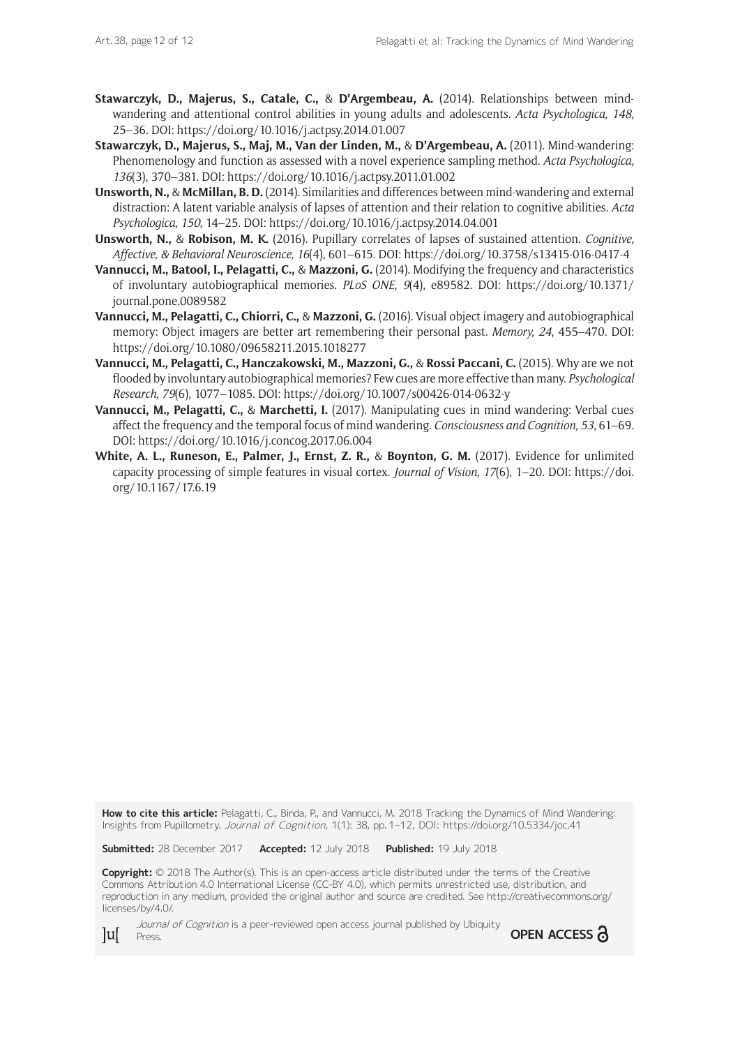**Stawarczyk, D., Majerus, S., Catale, C.,** & **D'Argembeau, A.** (2014). Relationships between mind-wandering and attentional control abilities in young adults and adolescents. *Acta Psychologica, 148*, 25–36. DOI: https://doi.org/10.1016/j.actpsy.2014.01.007

**Stawarczyk, D., Majerus, S., Maj, M., Van der Linden, M.,** & **D'Argembeau, A.** (2011). Mind-wandering: Phenomenology and function as assessed with a novel experience sampling method. *Acta Psychologica, 136*(3), 370–381. DOI: https://doi.org/10.1016/j.actpsy.2011.01.002

**Unsworth, N.,** & **McMillan, B. D.** (2014). Similarities and differences between mind-wandering and external distraction: A latent variable analysis of lapses of attention and their relation to cognitive abilities. *Acta Psychologica, 150*, 14–25. DOI: https://doi.org/10.1016/j.actpsy.2014.04.001

**Unsworth, N.,** & **Robison, M. K.** (2016). Pupillary correlates of lapses of sustained attention. *Cognitive, Affective, & Behavioral Neuroscience, 16*(4), 601–615. DOI: https://doi.org/10.3758/s13415-016-0417-4

**Vannucci, M., Batool, I., Pelagatti, C.,** & **Mazzoni, G.** (2014). Modifying the frequency and characteristics of involuntary autobiographical memories. *PLoS ONE, 9*(4), e89582. DOI: https://doi.org/10.1371/journal.pone.0089582

**Vannucci, M., Pelagatti, C., Chiorri, C.,** & **Mazzoni, G.** (2016). Visual object imagery and autobiographical memory: Object imagers are better art remembering their personal past. *Memory, 24*, 455–470. DOI: https://doi.org/10.1080/09658211.2015.1018277

**Vannucci, M., Pelagatti, C., Hanczakowski, M., Mazzoni, G.,** & **Rossi Paccani, C.** (2015). Why are we not flooded by involuntary autobiographical memories? Few cues are more effective than many. *Psychological Research, 79*(6), 1077–1085. DOI: https://doi.org/10.1007/s00426-014-0632-y

**Vannucci, M., Pelagatti, C.,** & **Marchetti, I.** (2017). Manipulating cues in mind wandering: Verbal cues affect the frequency and the temporal focus of mind wandering. *Consciousness and Cognition, 53*, 61–69. DOI: https://doi.org/10.1016/j.concog.2017.06.004

**White, A. L., Runeson, E., Palmer, J., Ernst, Z. R.,** & **Boynton, G. M.** (2017). Evidence for unlimited capacity processing of simple features in visual cortex. *Journal of Vision, 17*(6), 1–20. DOI: https://doi.org/10.1167/17.6.19

**How to cite this article:** Pelagatti, C., Binda, P., and Vannucci, M. 2018 Tracking the Dynamics of Mind Wandering: Insights from Pupillometry. *Journal of Cognition,* 1(1): 38, pp. 1–12, DOI: https://doi.org/10.5334/joc.41

**Submitted:** 28 December 2017 **Accepted:** 12 July 2018 **Published:** 19 July 2018

**Copyright:** © 2018 The Author(s). This is an open-access article distributed under the terms of the Creative Commons Attribution 4.0 International License (CC-BY 4.0), which permits unrestricted use, distribution, and reproduction in any medium, provided the original author and source are credited. See http://creativecommons.org/licenses/by/4.0/.

*Journal of Cognition* is a peer-reviewed open access journal published by Ubiquity Press.

**OPEN ACCESS**